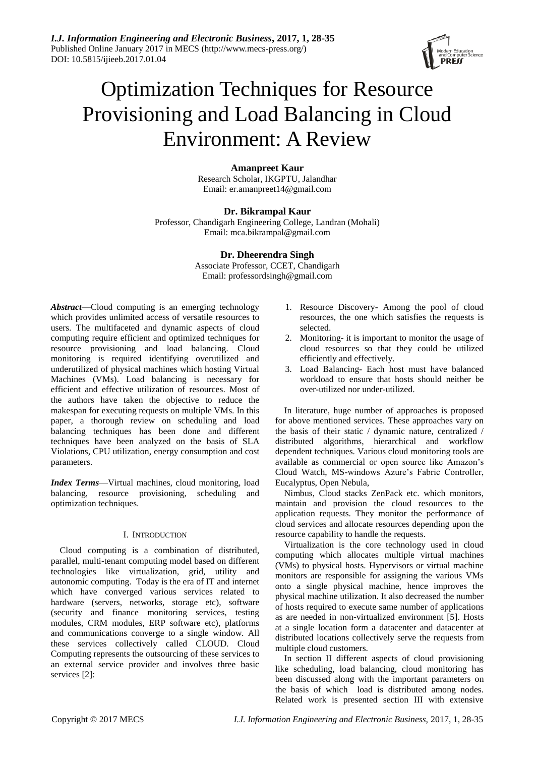# Optimization Techniques for Resource Provisioning and Load Balancing in Cloud Environment: A Review

**Amanpreet Kaur**
Research Scholar, IKGPTU, Jalandhar
Email: er.amanpreet14@gmail.com

**Dr. Bikrampal Kaur**
Professor, Chandigarh Engineering College, Landran (Mohali)
Email: mca.bikrampal@gmail.com

**Dr. Dheerendra Singh**
Associate Professor, CCET, Chandigarh
Email: professordsingh@gmail.com

***Abstract***—Cloud computing is an emerging technology which provides unlimited access of versatile resources to users. The multifaceted and dynamic aspects of cloud computing require efficient and optimized techniques for resource provisioning and load balancing. Cloud monitoring is required identifying overutilized and underutilized of physical machines which hosting Virtual Machines (VMs). Load balancing is necessary for efficient and effective utilization of resources. Most of the authors have taken the objective to reduce the makespan for executing requests on multiple VMs. In this paper, a thorough review on scheduling and load balancing techniques has been done and different techniques have been analyzed on the basis of SLA Violations, CPU utilization, energy consumption and cost parameters.

***Index Terms***—Virtual machines, cloud monitoring, load balancing, resource provisioning, scheduling and optimization techniques.

## I. Introduction

Cloud computing is a combination of distributed, parallel, multi-tenant computing model based on different technologies like virtualization, grid, utility and autonomic computing. Today is the era of IT and internet which have converged various services related to hardware (servers, networks, storage etc), software (security and finance monitoring services, testing modules, CRM modules, ERP software etc), platforms and communications converge to a single window. All these services collectively called CLOUD. Cloud Computing represents the outsourcing of these services to an external service provider and involves three basic services [2]:

1. Resource Discovery- Among the pool of cloud resources, the one which satisfies the requests is selected.
2. Monitoring- it is important to monitor the usage of cloud resources so that they could be utilized efficiently and effectively.
3. Load Balancing- Each host must have balanced workload to ensure that hosts should neither be over-utilized nor under-utilized.

In literature, huge number of approaches is proposed for above mentioned services. These approaches vary on the basis of their static / dynamic nature, centralized / distributed algorithms, hierarchical and workflow dependent techniques. Various cloud monitoring tools are available as commercial or open source like Amazon's Cloud Watch, MS-windows Azure's Fabric Controller, Eucalyptus, Open Nebula,

Nimbus, Cloud stacks ZenPack etc. which monitors, maintain and provision the cloud resources to the application requests. They monitor the performance of cloud services and allocate resources depending upon the resource capability to handle the requests.

Virtualization is the core technology used in cloud computing which allocates multiple virtual machines (VMs) to physical hosts. Hypervisors or virtual machine monitors are responsible for assigning the various VMs onto a single physical machine, hence improves the physical machine utilization. It also decreased the number of hosts required to execute same number of applications as are needed in non-virtualized environment [5]. Hosts at a single location form a datacenter and datacenter at distributed locations collectively serve the requests from multiple cloud customers.

In section II different aspects of cloud provisioning like scheduling, load balancing, cloud monitoring has been discussed along with the important parameters on the basis of which load is distributed among nodes. Related work is presented section III with extensive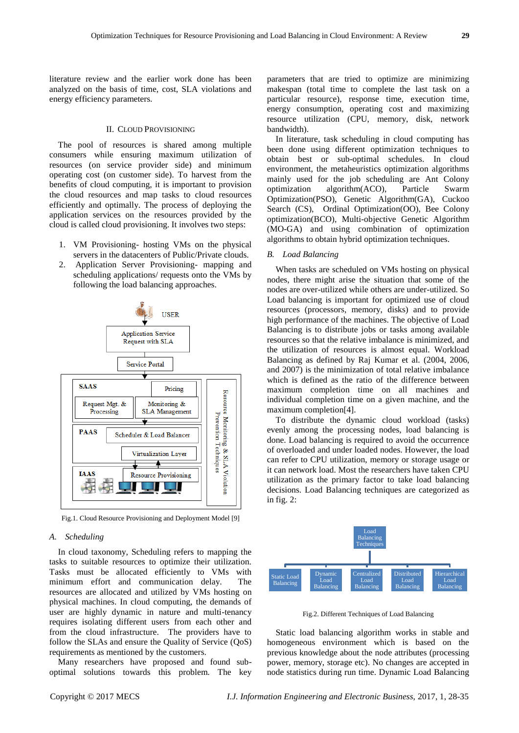literature review and the earlier work done has been analyzed on the basis of time, cost, SLA violations and energy efficiency parameters.

## II. Cloud Provisioning

The pool of resources is shared among multiple consumers while ensuring maximum utilization of resources (on service provider side) and minimum operating cost (on customer side). To harvest from the benefits of cloud computing, it is important to provision the cloud resources and map tasks to cloud resources efficiently and optimally. The process of deploying the application services on the resources provided by the cloud is called cloud provisioning. It involves two steps:

1. VM Provisioning- hosting VMs on the physical servers in the datacenters of Public/Private clouds.
2. Application Server Provisioning- mapping and scheduling applications/ requests onto the VMs by following the load balancing approaches.

Fig.1. Cloud Resource Provisioning and Deployment Model [9]

### A. Scheduling

In cloud taxonomy, Scheduling refers to mapping the tasks to suitable resources to optimize their utilization. Tasks must be allocated efficiently to VMs with minimum effort and communication delay. The resources are allocated and utilized by VMs hosting on physical machines. In cloud computing, the demands of user are highly dynamic in nature and multi-tenancy requires isolating different users from each other and from the cloud infrastructure. The providers have to follow the SLAs and ensure the Quality of Service (QoS) requirements as mentioned by the customers.

Many researchers have proposed and found sub-optimal solutions towards this problem. The key parameters that are tried to optimize are minimizing makespan (total time to complete the last task on a particular resource), response time, execution time, energy consumption, operating cost and maximizing resource utilization (CPU, memory, disk, network bandwidth).

In literature, task scheduling in cloud computing has been done using different optimization techniques to obtain best or sub-optimal schedules. In cloud environment, the metaheuristics optimization algorithms mainly used for the job scheduling are Ant Colony optimization algorithm(ACO), Particle Swarm Optimization(PSO), Genetic Algorithm(GA), Cuckoo Search (CS), Ordinal Optimization(OO), Bee Colony optimization(BCO), Multi-objective Genetic Algorithm (MO-GA) and using combination of optimization algorithms to obtain hybrid optimization techniques.

### B. Load Balancing

When tasks are scheduled on VMs hosting on physical nodes, there might arise the situation that some of the nodes are over-utilized while others are under-utilized. So Load balancing is important for optimized use of cloud resources (processors, memory, disks) and to provide high performance of the machines. The objective of Load Balancing is to distribute jobs or tasks among available resources so that the relative imbalance is minimized, and the utilization of resources is almost equal. Workload Balancing as defined by Raj Kumar et al. (2004, 2006, and 2007) is the minimization of total relative imbalance which is defined as the ratio of the difference between maximum completion time on all machines and individual completion time on a given machine, and the maximum completion[4].

To distribute the dynamic cloud workload (tasks) evenly among the processing nodes, load balancing is done. Load balancing is required to avoid the occurrence of overloaded and under loaded nodes. However, the load can refer to CPU utilization, memory or storage usage or it can network load. Most the researchers have taken CPU utilization as the primary factor to take load balancing decisions. Load Balancing techniques are categorized as in fig. 2:

Fig.2. Different Techniques of Load Balancing

Static load balancing algorithm works in stable and homogeneous environment which is based on the previous knowledge about the node attributes (processing power, memory, storage etc). No changes are accepted in node statistics during run time. Dynamic Load Balancing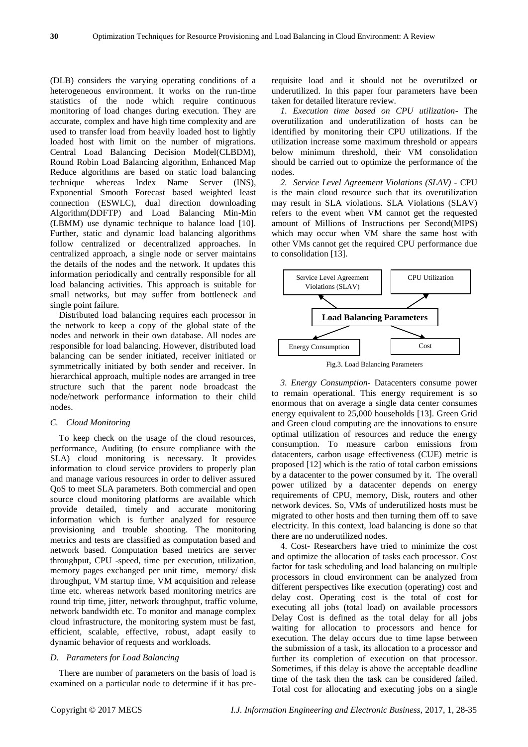(DLB) considers the varying operating conditions of a heterogeneous environment. It works on the run-time statistics of the node which require continuous monitoring of load changes during execution. They are accurate, complex and have high time complexity and are used to transfer load from heavily loaded host to lightly loaded host with limit on the number of migrations. Central Load Balancing Decision Model(CLBDM), Round Robin Load Balancing algorithm, Enhanced Map Reduce algorithms are based on static load balancing technique whereas Index Name Server (INS), Exponential Smooth Forecast based weighted least connection (ESWLC), dual direction downloading Algorithm(DDFTP) and Load Balancing Min-Min (LBMM) use dynamic technique to balance load [10]. Further, static and dynamic load balancing algorithms follow centralized or decentralized approaches. In centralized approach, a single node or server maintains the details of the nodes and the network. It updates this information periodically and centrally responsible for all load balancing activities. This approach is suitable for small networks, but may suffer from bottleneck and single point failure.

Distributed load balancing requires each processor in the network to keep a copy of the global state of the nodes and network in their own database. All nodes are responsible for load balancing. However, distributed load balancing can be sender initiated, receiver initiated or symmetrically initiated by both sender and receiver. In hierarchical approach, multiple nodes are arranged in tree structure such that the parent node broadcast the node/network performance information to their child nodes.

### *C. Cloud Monitoring*

To keep check on the usage of the cloud resources, performance, Auditing (to ensure compliance with the SLA) cloud monitoring is necessary. It provides information to cloud service providers to properly plan and manage various resources in order to deliver assured QoS to meet SLA parameters. Both commercial and open source cloud monitoring platforms are available which provide detailed, timely and accurate monitoring information which is further analyzed for resource provisioning and trouble shooting. The monitoring metrics and tests are classified as computation based and network based. Computation based metrics are server throughput, CPU -speed, time per execution, utilization, memory pages exchanged per unit time, memory/ disk throughput, VM startup time, VM acquisition and release time etc. whereas network based monitoring metrics are round trip time, jitter, network throughput, traffic volume, network bandwidth etc. To monitor and manage complex cloud infrastructure, the monitoring system must be fast, efficient, scalable, effective, robust, adapt easily to dynamic behavior of requests and workloads.

### *D. Parameters for Load Balancing*

There are number of parameters on the basis of load is examined on a particular node to determine if it has pre-requisite load and it should not be overutilzed or underutilized. In this paper four parameters have been taken for detailed literature review.

*1. Execution time based on CPU utilization-* The overutilization and underutilization of hosts can be identified by monitoring their CPU utilizations. If the utilization increase some maximum threshold or appears below minimum threshold, their VM consolidation should be carried out to optimize the performance of the nodes.

*2. Service Level Agreement Violations (SLAV)* - CPU is the main cloud resource such that its overutilization may result in SLA violations. SLA Violations (SLAV) refers to the event when VM cannot get the requested amount of Millions of Instructions per Second(MIPS) which may occur when VM share the same host with other VMs cannot get the required CPU performance due to consolidation [13].

Service Level Agreement Violations (SLAV) | CPU Utilization | **Load Balancing Parameters** | Energy Consumption | Cost

Fig.3. Load Balancing Parameters

*3. Energy Consumption-* Datacenters consume power to remain operational. This energy requirement is so enormous that on average a single data center consumes energy equivalent to 25,000 households [13]. Green Grid and Green cloud computing are the innovations to ensure optimal utilization of resources and reduce the energy consumption. To measure carbon emissions from datacenters, carbon usage effectiveness (CUE) metric is proposed [12] which is the ratio of total carbon emissions by a datacenter to the power consumed by it. The overall power utilized by a datacenter depends on energy requirements of CPU, memory, Disk, routers and other network devices. So, VMs of underutilized hosts must be migrated to other hosts and then turning them off to save electricity. In this context, load balancing is done so that there are no underutilized nodes.

4. Cost- Researchers have tried to minimize the cost and optimize the allocation of tasks each processor. Cost factor for task scheduling and load balancing on multiple processors in cloud environment can be analyzed from different perspectives like execution (operating) cost and delay cost. Operating cost is the total of cost for executing all jobs (total load) on available processors Delay Cost is defined as the total delay for all jobs waiting for allocation to processors and hence for execution. The delay occurs due to time lapse between the submission of a task, its allocation to a processor and further its completion of execution on that processor. Sometimes, if this delay is above the acceptable deadline time of the task then the task can be considered failed. Total cost for allocating and executing jobs on a single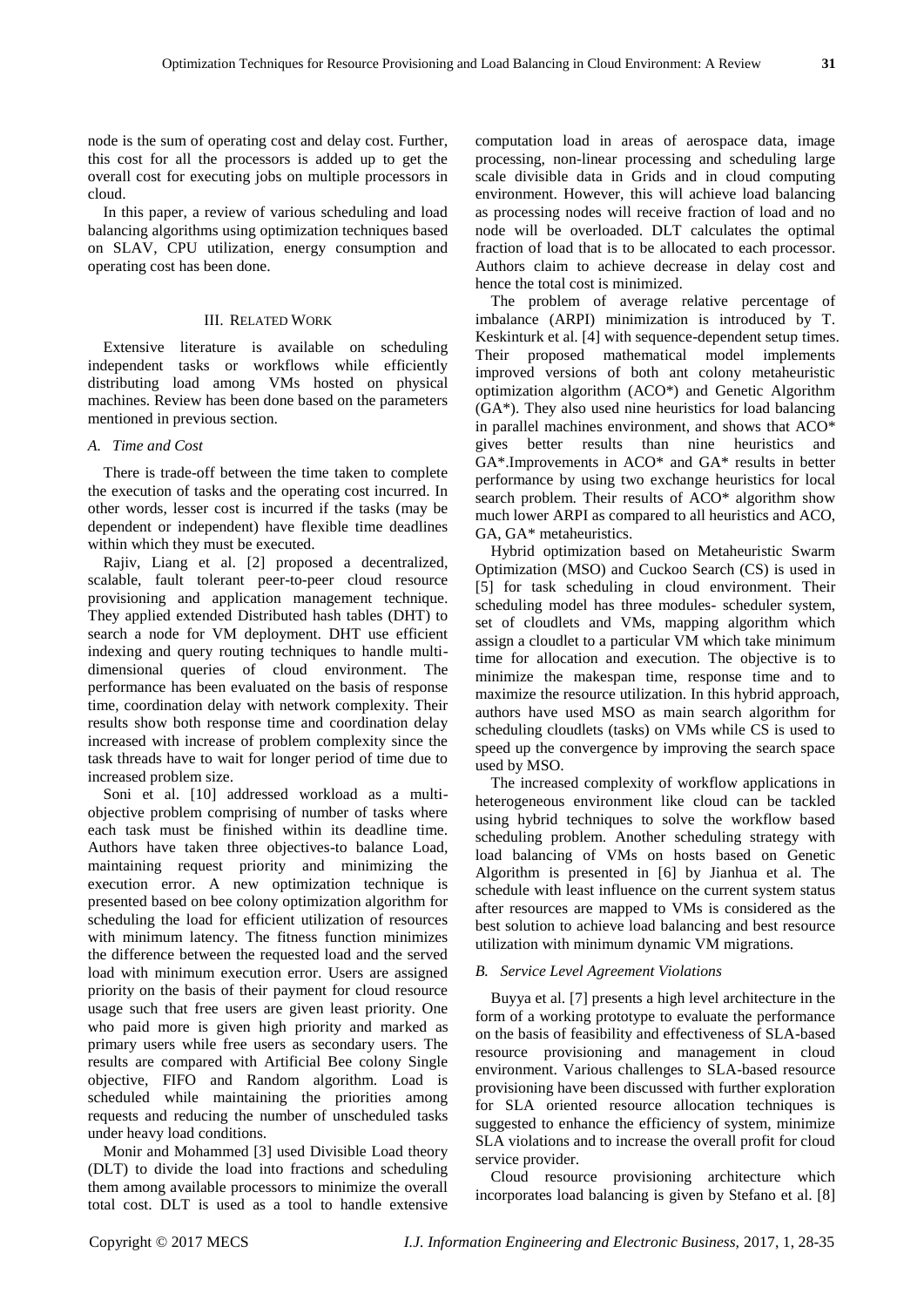node is the sum of operating cost and delay cost. Further, this cost for all the processors is added up to get the overall cost for executing jobs on multiple processors in cloud.

In this paper, a review of various scheduling and load balancing algorithms using optimization techniques based on SLAV, CPU utilization, energy consumption and operating cost has been done.

## III. Related Work

Extensive literature is available on scheduling independent tasks or workflows while efficiently distributing load among VMs hosted on physical machines. Review has been done based on the parameters mentioned in previous section.

### *A. Time and Cost*

There is trade-off between the time taken to complete the execution of tasks and the operating cost incurred. In other words, lesser cost is incurred if the tasks (may be dependent or independent) have flexible time deadlines within which they must be executed.

Rajiv, Liang et al. [2] proposed a decentralized, scalable, fault tolerant peer-to-peer cloud resource provisioning and application management technique. They applied extended Distributed hash tables (DHT) to search a node for VM deployment. DHT use efficient indexing and query routing techniques to handle multi-dimensional queries of cloud environment. The performance has been evaluated on the basis of response time, coordination delay with network complexity. Their results show both response time and coordination delay increased with increase of problem complexity since the task threads have to wait for longer period of time due to increased problem size.

Soni et al. [10] addressed workload as a multi-objective problem comprising of number of tasks where each task must be finished within its deadline time. Authors have taken three objectives-to balance Load, maintaining request priority and minimizing the execution error. A new optimization technique is presented based on bee colony optimization algorithm for scheduling the load for efficient utilization of resources with minimum latency. The fitness function minimizes the difference between the requested load and the served load with minimum execution error. Users are assigned priority on the basis of their payment for cloud resource usage such that free users are given least priority. One who paid more is given high priority and marked as primary users while free users as secondary users. The results are compared with Artificial Bee colony Single objective, FIFO and Random algorithm. Load is scheduled while maintaining the priorities among requests and reducing the number of unscheduled tasks under heavy load conditions.

Monir and Mohammed [3] used Divisible Load theory (DLT) to divide the load into fractions and scheduling them among available processors to minimize the overall total cost. DLT is used as a tool to handle extensive computation load in areas of aerospace data, image processing, non-linear processing and scheduling large scale divisible data in Grids and in cloud computing environment. However, this will achieve load balancing as processing nodes will receive fraction of load and no node will be overloaded. DLT calculates the optimal fraction of load that is to be allocated to each processor. Authors claim to achieve decrease in delay cost and hence the total cost is minimized.

The problem of average relative percentage of imbalance (ARPI) minimization is introduced by T. Keskinturk et al. [4] with sequence-dependent setup times. Their proposed mathematical model implements improved versions of both ant colony metaheuristic optimization algorithm (ACO*) and Genetic Algorithm (GA*). They also used nine heuristics for load balancing in parallel machines environment, and shows that ACO* gives better results than nine heuristics and GA*.Improvements in ACO* and GA* results in better performance by using two exchange heuristics for local search problem. Their results of ACO* algorithm show much lower ARPI as compared to all heuristics and ACO, GA, GA* metaheuristics.

Hybrid optimization based on Metaheuristic Swarm Optimization (MSO) and Cuckoo Search (CS) is used in [5] for task scheduling in cloud environment. Their scheduling model has three modules- scheduler system, set of cloudlets and VMs, mapping algorithm which assign a cloudlet to a particular VM which take minimum time for allocation and execution. The objective is to minimize the makespan time, response time and to maximize the resource utilization. In this hybrid approach, authors have used MSO as main search algorithm for scheduling cloudlets (tasks) on VMs while CS is used to speed up the convergence by improving the search space used by MSO.

The increased complexity of workflow applications in heterogeneous environment like cloud can be tackled using hybrid techniques to solve the workflow based scheduling problem. Another scheduling strategy with load balancing of VMs on hosts based on Genetic Algorithm is presented in [6] by Jianhua et al. The schedule with least influence on the current system status after resources are mapped to VMs is considered as the best solution to achieve load balancing and best resource utilization with minimum dynamic VM migrations.

### *B. Service Level Agreement Violations*

Buyya et al. [7] presents a high level architecture in the form of a working prototype to evaluate the performance on the basis of feasibility and effectiveness of SLA-based resource provisioning and management in cloud environment. Various challenges to SLA-based resource provisioning have been discussed with further exploration for SLA oriented resource allocation techniques is suggested to enhance the efficiency of system, minimize SLA violations and to increase the overall profit for cloud service provider.

Cloud resource provisioning architecture which incorporates load balancing is given by Stefano et al. [8]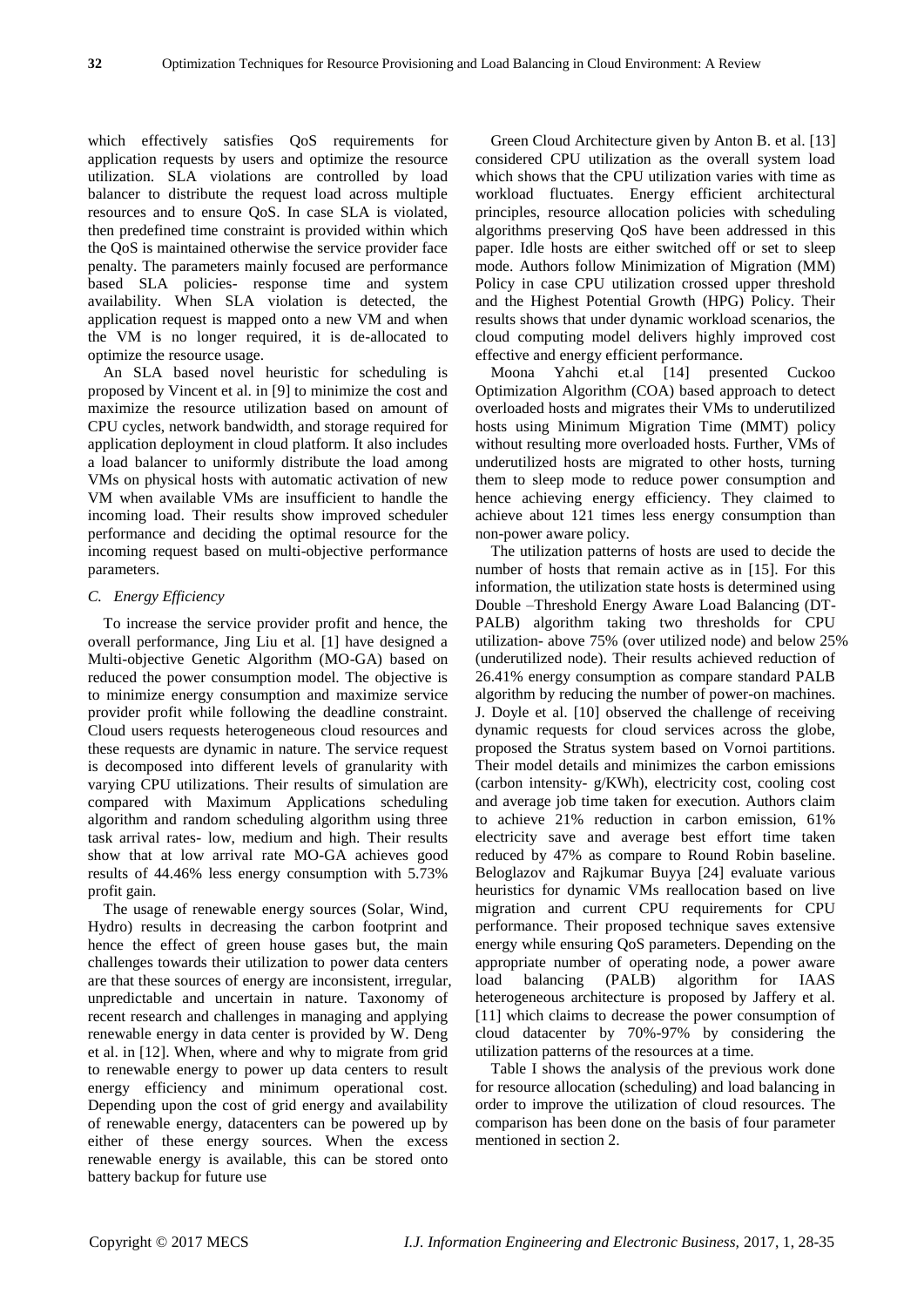which effectively satisfies QoS requirements for application requests by users and optimize the resource utilization. SLA violations are controlled by load balancer to distribute the request load across multiple resources and to ensure QoS. In case SLA is violated, then predefined time constraint is provided within which the QoS is maintained otherwise the service provider face penalty. The parameters mainly focused are performance based SLA policies- response time and system availability. When SLA violation is detected, the application request is mapped onto a new VM and when the VM is no longer required, it is de-allocated to optimize the resource usage.

An SLA based novel heuristic for scheduling is proposed by Vincent et al. in [9] to minimize the cost and maximize the resource utilization based on amount of CPU cycles, network bandwidth, and storage required for application deployment in cloud platform. It also includes a load balancer to uniformly distribute the load among VMs on physical hosts with automatic activation of new VM when available VMs are insufficient to handle the incoming load. Their results show improved scheduler performance and deciding the optimal resource for the incoming request based on multi-objective performance parameters.

### *C. Energy Efficiency*

To increase the service provider profit and hence, the overall performance, Jing Liu et al. [1] have designed a Multi-objective Genetic Algorithm (MO-GA) based on reduced the power consumption model. The objective is to minimize energy consumption and maximize service provider profit while following the deadline constraint. Cloud users requests heterogeneous cloud resources and these requests are dynamic in nature. The service request is decomposed into different levels of granularity with varying CPU utilizations. Their results of simulation are compared with Maximum Applications scheduling algorithm and random scheduling algorithm using three task arrival rates- low, medium and high. Their results show that at low arrival rate MO-GA achieves good results of 44.46% less energy consumption with 5.73% profit gain.

The usage of renewable energy sources (Solar, Wind, Hydro) results in decreasing the carbon footprint and hence the effect of green house gases but, the main challenges towards their utilization to power data centers are that these sources of energy are inconsistent, irregular, unpredictable and uncertain in nature. Taxonomy of recent research and challenges in managing and applying renewable energy in data center is provided by W. Deng et al. in [12]. When, where and why to migrate from grid to renewable energy to power up data centers to result energy efficiency and minimum operational cost. Depending upon the cost of grid energy and availability of renewable energy, datacenters can be powered up by either of these energy sources. When the excess renewable energy is available, this can be stored onto battery backup for future use

Green Cloud Architecture given by Anton B. et al. [13] considered CPU utilization as the overall system load which shows that the CPU utilization varies with time as workload fluctuates. Energy efficient architectural principles, resource allocation policies with scheduling algorithms preserving QoS have been addressed in this paper. Idle hosts are either switched off or set to sleep mode. Authors follow Minimization of Migration (MM) Policy in case CPU utilization crossed upper threshold and the Highest Potential Growth (HPG) Policy. Their results shows that under dynamic workload scenarios, the cloud computing model delivers highly improved cost effective and energy efficient performance.

Moona Yahchi et.al [14] presented Cuckoo Optimization Algorithm (COA) based approach to detect overloaded hosts and migrates their VMs to underutilized hosts using Minimum Migration Time (MMT) policy without resulting more overloaded hosts. Further, VMs of underutilized hosts are migrated to other hosts, turning them to sleep mode to reduce power consumption and hence achieving energy efficiency. They claimed to achieve about 121 times less energy consumption than non-power aware policy.

The utilization patterns of hosts are used to decide the number of hosts that remain active as in [15]. For this information, the utilization state hosts is determined using Double –Threshold Energy Aware Load Balancing (DT-PALB) algorithm taking two thresholds for CPU utilization- above 75% (over utilized node) and below 25% (underutilized node). Their results achieved reduction of 26.41% energy consumption as compare standard PALB algorithm by reducing the number of power-on machines. J. Doyle et al. [10] observed the challenge of receiving dynamic requests for cloud services across the globe, proposed the Stratus system based on Vornoi partitions. Their model details and minimizes the carbon emissions (carbon intensity- g/KWh), electricity cost, cooling cost and average job time taken for execution. Authors claim to achieve 21% reduction in carbon emission, 61% electricity save and average best effort time taken reduced by 47% as compare to Round Robin baseline. Beloglazov and Rajkumar Buyya [24] evaluate various heuristics for dynamic VMs reallocation based on live migration and current CPU requirements for CPU performance. Their proposed technique saves extensive energy while ensuring QoS parameters. Depending on the appropriate number of operating node, a power aware load balancing (PALB) algorithm for IAAS heterogeneous architecture is proposed by Jaffery et al. [11] which claims to decrease the power consumption of cloud datacenter by 70%-97% by considering the utilization patterns of the resources at a time.

Table I shows the analysis of the previous work done for resource allocation (scheduling) and load balancing in order to improve the utilization of cloud resources. The comparison has been done on the basis of four parameter mentioned in section 2.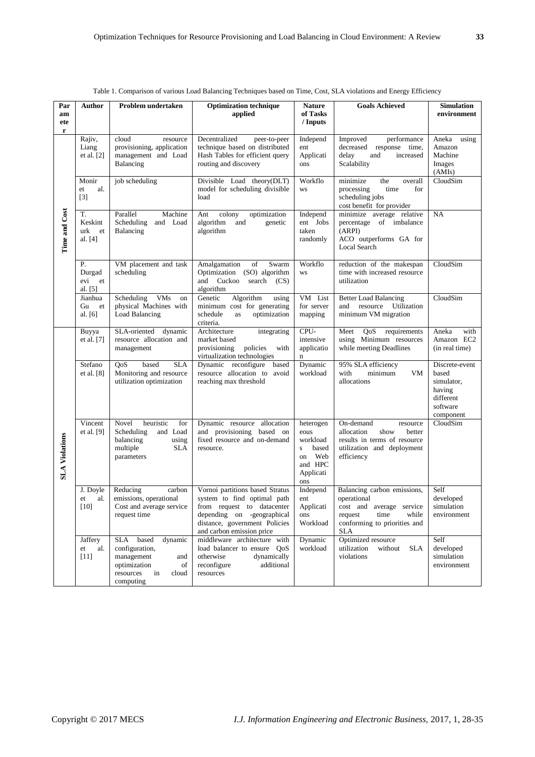Table 1. Comparison of various Load Balancing Techniques based on Time, Cost, SLA violations and Energy Efficiency

| Parameter | Author | Problem undertaken | Optimization technique applied | Nature of Tasks / Inputs | Goals Achieved | Simulation environment |
|---|---|---|---|---|---|---|
| Time and Cost | Rajiv, Liang et al. [2] | cloud resource provisioning, application management and Load Balancing | Decentralized peer-to-peer technique based on distributed Hash Tables for efficient query routing and discovery | Independent Applications | Improved performance decreased response time, delay and increased Scalability | Aneka using Amazon Machine Images (AMIs) |
| | Monir et al. [3] | job scheduling | Divisible Load theory(DLT) model for scheduling divisible load | Workflows | minimize the overall processing time for scheduling jobs cost benefit for provider | CloudSim |
| | T. Keskinturk et al. [4] | Parallel Machine Scheduling and Load Balancing | Ant colony optimization algorithm and genetic algorithm | Independent Jobs taken randomly | minimize average relative percentage of imbalance (ARPI) ACO outperforms GA for Local Search | NA |
| | P. Durgadevi et al. [5] | VM placement and task scheduling | Amalgamation of Swarm Optimization (SO) algorithm and Cuckoo search (CS) algorithm | Workflows | reduction of the makespan time with increased resource utilization | CloudSim |
| | Jianhua Gu et al. [6] | Scheduling VMs on physical Machines with Load Balancing | Genetic Algorithm using minimum cost for generating schedule as optimization criteria. | VM List for server mapping | Better Load Balancing and resource Utilization minimum VM migration | CloudSim |
| SLA Violations | Buyya et al. [7] | SLA-oriented dynamic resource allocation and management | Architecture integrating market based provisioning policies with virtualization technologies | CPU-intensive application | Meet QoS requirements using Minimum resources while meeting Deadlines | Aneka with Amazon EC2 (in real time) |
| | Stefano et al. [8] | QoS based SLA Monitoring and resource utilization optimization | Dynamic reconfigure based resource allocation to avoid reaching max threshold | Dynamic workload | 95% SLA efficiency with minimum VM allocations | Discrete-event based simulator, having different software component |
| | Vincent et al. [9] | Novel heuristic for Scheduling and Load balancing using multiple SLA parameters | Dynamic resource allocation and provisioning based on fixed resource and on-demand resource. | heterogeneous workloads based on Web and HPC Applications | On-demand resource allocation show better results in terms of resource utilization and deployment efficiency | CloudSim |
| | J. Doyle et al. [10] | Reducing carbon emissions, operational Cost and average service request time | Vornoi partitions based Stratus system to find optimal path from request to datacenter depending on -geographical distance, government Policies and carbon emission price | Independent Applications Workload | Balancing carbon emissions, operational cost and average service request time while conforming to priorities and SLA | Self developed simulation environment |
| | Jaffery et al. [11] | SLA based dynamic configuration, management and optimization of resources in cloud computing | middleware architecture with load balancer to ensure QoS otherwise dynamically reconfigure additional resources | Dynamic workload | Optimized resource utilization without SLA violations | Self developed simulation environment |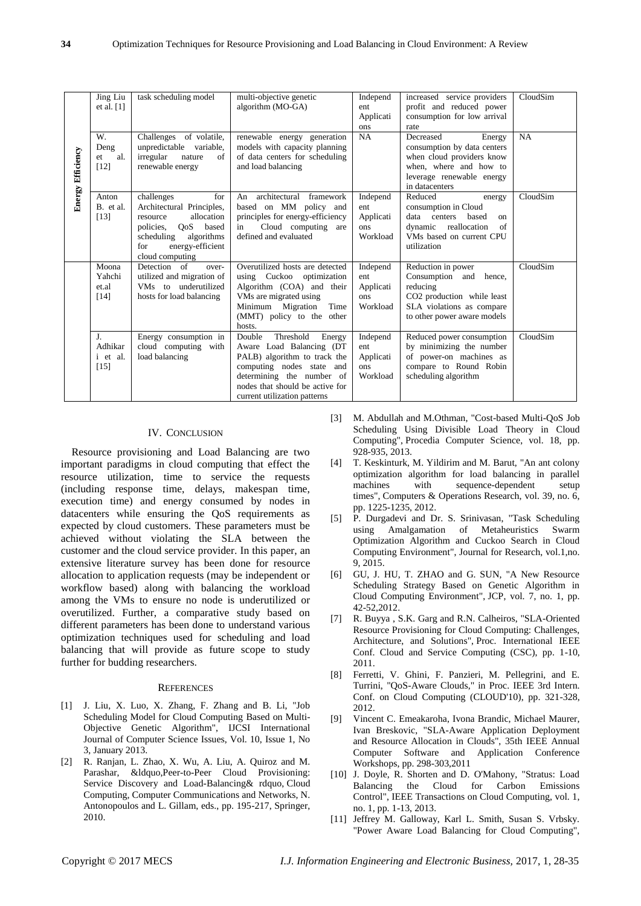| | Jing Liu et al. [1] | task scheduling model | multi-objective genetic algorithm (MO-GA) | Independent Applications | increased service providers profit and reduced power consumption for low arrival rate | CloudSim |
|---|---|---|---|---|---|---|
| Energy Efficiency | W. Deng et al. [12] | Challenges of volatile, unpredictable variable, irregular nature of renewable energy | renewable energy generation models with capacity planning of data centers for scheduling and load balancing | NA | Decreased Energy consumption by data centers when cloud providers know when, where and how to leverage renewable energy in datacenters | NA |
| | Anton B. et al. [13] | challenges for Architectural Principles, resource allocation policies, QoS based scheduling algorithms for energy-efficient cloud computing | An architectural framework based on MM policy and principles for energy-efficiency in Cloud computing are defined and evaluated | Independent Applications Workload | Reduced energy consumption in Cloud data centers based on dynamic reallocation of VMs based on current CPU utilization | CloudSim |
| | Moona Yahchi et.al [14] | Detection of over-utilized and migration of VMs to underutilized hosts for load balancing | Overutilized hosts are detected using Cuckoo optimization Algorithm (COA) and their VMs are migrated using Minimum Migration Time (MMT) policy to the other hosts. | Independent Applications Workload | Reduction in power Consumption and hence, reducing $CO_2$ production while least SLA violations as compare to other power aware models | CloudSim |
| | J. Adhikari et al. [15] | Energy consumption in cloud computing with load balancing | Double Threshold Energy Aware Load Balancing (DT PALB) algorithm to track the computing nodes state and determining the number of nodes that should be active for current utilization patterns | Independent Applications Workload | Reduced power consumption by minimizing the number of power-on machines as compare to Round Robin scheduling algorithm | CloudSim |

## IV. Conclusion

Resource provisioning and Load Balancing are two important paradigms in cloud computing that effect the resource utilization, time to service the requests (including response time, delays, makespan time, execution time) and energy consumed by nodes in datacenters while ensuring the QoS requirements as expected by cloud customers. These parameters must be achieved without violating the SLA between the customer and the cloud service provider. In this paper, an extensive literature survey has been done for resource allocation to application requests (may be independent or workflow based) along with balancing the workload among the VMs to ensure no node is underutilized or overutilized. Further, a comparative study based on different parameters has been done to understand various optimization techniques used for scheduling and load balancing that will provide as future scope to study further for budding researchers.

## References

[1] J. Liu, X. Luo, X. Zhang, F. Zhang and B. Li, "Job Scheduling Model for Cloud Computing Based on Multi-Objective Genetic Algorithm", IJCSI International Journal of Computer Science Issues, Vol. 10, Issue 1, No 3, January 2013.

[2] R. Ranjan, L. Zhao, X. Wu, A. Liu, A. Quiroz and M. Parashar, &ldquo,Peer-to-Peer Cloud Provisioning: Service Discovery and Load-Balancing& rdquo, Cloud Computing, Computer Communications and Networks, N. Antonopoulos and L. Gillam, eds., pp. 195-217, Springer, 2010.

[3] M. Abdullah and M.Othman, "Cost-based Multi-QoS Job Scheduling Using Divisible Load Theory in Cloud Computing", Procedia Computer Science, vol. 18, pp. 928-935, 2013.

[4] T. Keskinturk, M. Yildirim and M. Barut, "An ant colony optimization algorithm for load balancing in parallel machines with sequence-dependent setup times", Computers & Operations Research, vol. 39, no. 6, pp. 1225-1235, 2012.

[5] P. Durgadevi and Dr. S. Srinivasan, "Task Scheduling using Amalgamation of Metaheuristics Swarm Optimization Algorithm and Cuckoo Search in Cloud Computing Environment", Journal for Research, vol.1,no. 9, 2015.

[6] GU, J. HU, T. ZHAO and G. SUN, "A New Resource Scheduling Strategy Based on Genetic Algorithm in Cloud Computing Environment", JCP, vol. 7, no. 1, pp. 42-52,2012.

[7] R. Buyya , S.K. Garg and R.N. Calheiros, "SLA-Oriented Resource Provisioning for Cloud Computing: Challenges, Architecture, and Solutions", Proc. International IEEE Conf. Cloud and Service Computing (CSC), pp. 1-10, 2011.

[8] Ferretti, V. Ghini, F. Panzieri, M. Pellegrini, and E. Turrini, "QoS-Aware Clouds," in Proc. IEEE 3rd Intern. Conf. on Cloud Computing (CLOUD'10), pp. 321-328, 2012.

[9] Vincent C. Emeakaroha, Ivona Brandic, Michael Maurer, Ivan Breskovic, "SLA-Aware Application Deployment and Resource Allocation in Clouds", 35th IEEE Annual Computer Software and Application Conference Workshops, pp. 298-303,2011

[10] J. Doyle, R. Shorten and D. O'Mahony, "Stratus: Load Balancing the Cloud for Carbon Emissions Control", IEEE Transactions on Cloud Computing, vol. 1, no. 1, pp. 1-13, 2013.

[11] Jeffrey M. Galloway, Karl L. Smith, Susan S. Vrbsky. "Power Aware Load Balancing for Cloud Computing",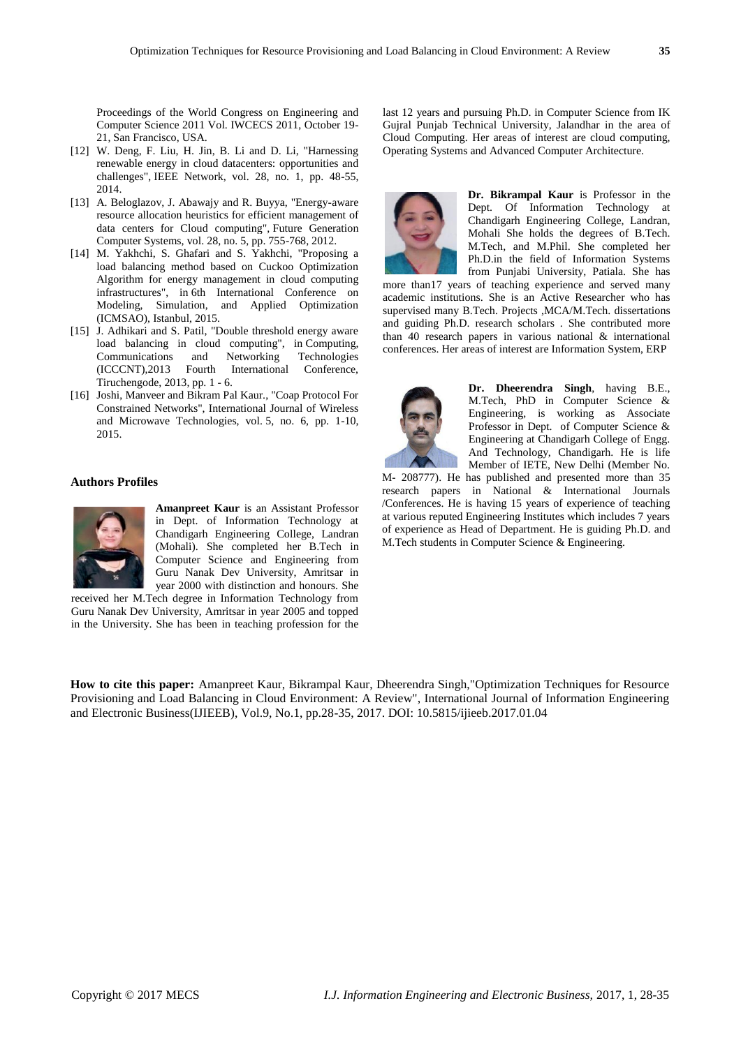Proceedings of the World Congress on Engineering and Computer Science 2011 Vol. IWCECS 2011, October 19-21, San Francisco, USA.

[12] W. Deng, F. Liu, H. Jin, B. Li and D. Li, "Harnessing renewable energy in cloud datacenters: opportunities and challenges", IEEE Network, vol. 28, no. 1, pp. 48-55, 2014.

[13] A. Beloglazov, J. Abawajy and R. Buyya, "Energy-aware resource allocation heuristics for efficient management of data centers for Cloud computing", Future Generation Computer Systems, vol. 28, no. 5, pp. 755-768, 2012.

[14] M. Yakhchi, S. Ghafari and S. Yakhchi, "Proposing a load balancing method based on Cuckoo Optimization Algorithm for energy management in cloud computing infrastructures", in 6th International Conference on Modeling, Simulation, and Applied Optimization (ICMSAO), Istanbul, 2015.

[15] J. Adhikari and S. Patil, "Double threshold energy aware load balancing in cloud computing", in Computing, Communications and Networking Technologies (ICCCNT),2013 Fourth International Conference, Tiruchengode, 2013, pp. 1 - 6.

[16] Joshi, Manveer and Bikram Pal Kaur., "Coap Protocol For Constrained Networks", International Journal of Wireless and Microwave Technologies, vol. 5, no. 6, pp. 1-10, 2015.

## Authors Profiles

**Amanpreet Kaur** is an Assistant Professor in Dept. of Information Technology at Chandigarh Engineering College, Landran (Mohali). She completed her B.Tech in Computer Science and Engineering from Guru Nanak Dev University, Amritsar in year 2000 with distinction and honours. She received her M.Tech degree in Information Technology from Guru Nanak Dev University, Amritsar in year 2005 and topped in the University. She has been in teaching profession for the last 12 years and pursuing Ph.D. in Computer Science from IK Gujral Punjab Technical University, Jalandhar in the area of Cloud Computing. Her areas of interest are cloud computing, Operating Systems and Advanced Computer Architecture.

**Dr. Bikrampal Kaur** is Professor in the Dept. Of Information Technology at Chandigarh Engineering College, Landran, Mohali She holds the degrees of B.Tech. M.Tech, and M.Phil. She completed her Ph.D.in the field of Information Systems from Punjabi University, Patiala. She has more than17 years of teaching experience and served many academic institutions. She is an Active Researcher who has supervised many B.Tech. Projects ,MCA/M.Tech. dissertations and guiding Ph.D. research scholars . She contributed more than 40 research papers in various national & international conferences. Her areas of interest are Information System, ERP

**Dr. Dheerendra Singh**, having B.E., M.Tech, PhD in Computer Science & Engineering, is working as Associate Professor in Dept. of Computer Science & Engineering at Chandigarh College of Engg. And Technology, Chandigarh. He is life Member of IETE, New Delhi (Member No. M- 208777). He has published and presented more than 35 research papers in National & International Journals /Conferences. He is having 15 years of experience of teaching at various reputed Engineering Institutes which includes 7 years of experience as Head of Department. He is guiding Ph.D. and M.Tech students in Computer Science & Engineering.

**How to cite this paper:** Amanpreet Kaur, Bikrampal Kaur, Dheerendra Singh,"Optimization Techniques for Resource Provisioning and Load Balancing in Cloud Environment: A Review", International Journal of Information Engineering and Electronic Business(IJIEEB), Vol.9, No.1, pp.28-35, 2017. DOI: 10.5815/ijieeb.2017.01.04